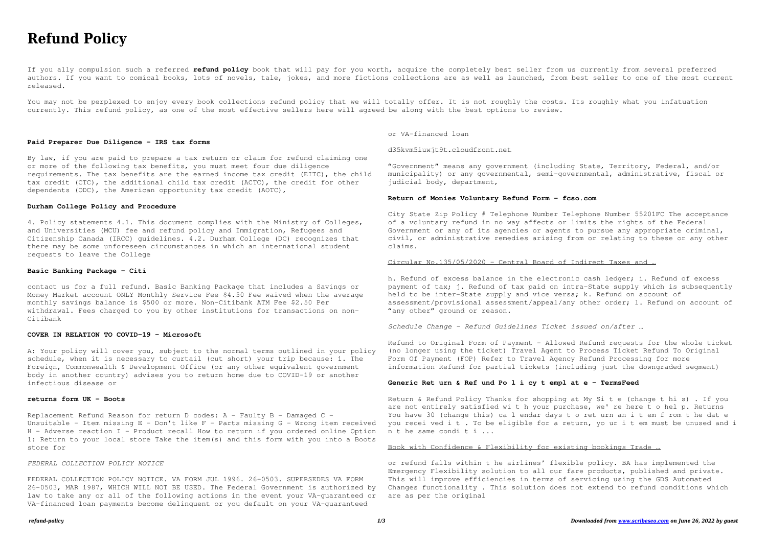# Refund Policy

If you ally compulsion such a referred **refund policy** book that will pay for you worth, acquire the completely best seller from us currently from several preferred authors. If you want to comical books, lots of novels, tale, jokes, and more fictions collections are as well as launched, from best seller to one of the most current released.

You may not be perplexed to enjoy every book collections refund policy that we will totally offer. It is not roughly the costs. Its roughly what you infatuation currently. This refund policy, as one of the most effective sellers here will agreed be along with the best options to review.

### Paid Preparer Due Diligence - IRS tax forms

By law, if you are paid to prepare a tax return or claim for refund claiming one or more of the following tax benefits, you must meet four due diligence requirements. The tax benefits are the earned income tax credit (EITC), the child tax credit (CTC), the additional child tax credit (ACTC), the credit for other dependents (ODC), the American opportunity tax credit (AOTC),

### Durham College Policy and Procedure

4. Policy statements 4.1. This document complies with the Ministry of Colleges, and Universities (MCU) fee and refund policy and Immigration, Refugees and Citizenship Canada (IRCC) guidelines. 4.2. Durham College (DC) recognizes that there may be some unforeseen circumstances in which an international student requests to leave the College

### Basic Banking Package - Citi

contact us for a full refund. Basic Banking Package that includes a Savings or Money Market account ONLY Monthly Service Fee $4.50 Fee waived when the average monthly savings balance is $500 or more. Non-Citibank ATM Fee $2.50 Per withdrawal. Fees charged to you by other institutions for transactions on non-Citibank

### COVER IN RELATION TO COVID-19 - Microsoft

A: Your policy will cover you, subject to the normal terms outlined in your policy schedule, when it is necessary to curtail (cut short) your trip because: 1. The Foreign, Commonwealth & Development Office (or any other equivalent government body in another country) advises you to return home due to COVID-19 or another infectious disease or

### returns form UK - Boots

Replacement Refund Reason for return D codes: A - Faulty B - Damaged C - Unsuitable - Item missing E - Don't like F - Parts missing G - Wrong item received H - Adverse reaction I - Product recall How to return if you ordered online Option 1: Return to your local store Take the item(s) and this form with you into a Boots store for

### *FEDERAL COLLECTION POLICY NOTICE*

FEDERAL COLLECTION POLICY NOTICE. VA FORM JUL 1996. 26-0503. SUPERSEDES VA FORM 26-0503, MAR 1987, WHICH WILL NOT BE USED. The Federal Government is authorized by law to take any or all of the following actions in the event your VA-guaranteed or VA-financed loan payments become delinquent or you default on your VA-guaranteed or VA-financed loan

### d35kvm5iuwjt9t.cloudfront.net

"Government" means any government (including State, Territory, Federal, and/or municipality) or any governmental, semi-governmental, administrative, fiscal or judicial body, department,

### Return of Monies Voluntary Refund Form - fcso.com

City State Zip Policy # Telephone Number Telephone Number 55201FC The acceptance of a voluntary refund in no way affects or limits the rights of the Federal Government or any of its agencies or agents to pursue any appropriate criminal, civil, or administrative remedies arising from or relating to these or any other claims.

### Circular No.135/05/2020 - Central Board of Indirect Taxes and …

h. Refund of excess balance in the electronic cash ledger; i. Refund of excess payment of tax; j. Refund of tax paid on intra-State supply which is subsequently held to be inter-State supply and vice versa; k. Refund on account of assessment/provisional assessment/appeal/any other order; l. Refund on account of "any other" ground or reason.

### *Schedule Change - Refund Guidelines Ticket issued on/after …*

Refund to Original Form of Payment - Allowed Refund requests for the whole ticket (no longer using the ticket) Travel Agent to Process Ticket Refund To Original Form Of Payment (FOP) Refer to Travel Agency Refund Processing for more information Refund for partial tickets (including just the downgraded segment)

### Generic Ret urn & Ref und Po l i cy t empl at e - TermsFeed

Return & Refund Policy Thanks for shopping at My Si t e (change t hi s) . If you are not entirely satisfied wi t h your purchase, we' re here t o hel p. Returns You have 30 (change this) ca l endar days t o ret urn an i t em f rom t he dat e you recei ved i t . To be eligible for a return, yo ur i t em must be unused and i n t he same condi t i ...

### Book with Confidence & Flexibility for existing bookings Trade …

or refund falls within t he airlines' flexible policy. BA has implemented the Emergency Flexibility solution to all our fare products, published and private. This will improve efficiencies in terms of servicing using the GDS Automated Changes functionality . This solution does not extend to refund conditions which are as per the original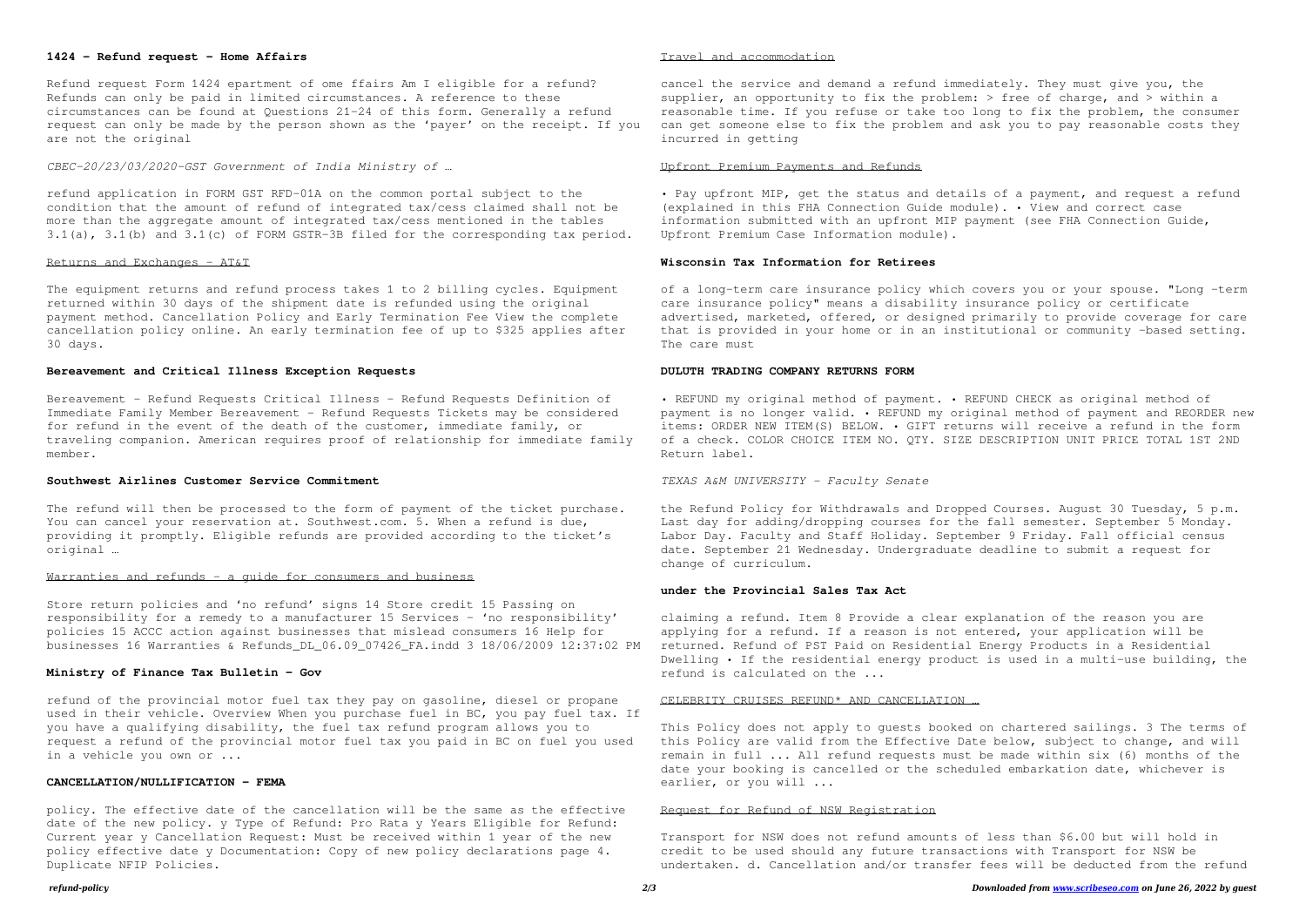#### **1424 - Refund request - Home Affairs**

Refund request Form 1424 epartment of ome ffairs Am I eligible for a refund? Refunds can only be paid in limited circumstances. A reference to these circumstances can be found at Questions 21-24 of this form. Generally a refund request can only be made by the person shown as the 'payer' on the receipt. If you are not the original

*CBEC-20/23/03/2020-GST Government of India Ministry of …*

refund application in FORM GST RFD-01A on the common portal subject to the condition that the amount of refund of integrated tax/cess claimed shall not be more than the aggregate amount of integrated tax/cess mentioned in the tables 3.1(a), 3.1(b) and 3.1(c) of FORM GSTR-3B filed for the corresponding tax period.

Returns and Exchanges - AT&T

The equipment returns and refund process takes 1 to 2 billing cycles. Equipment returned within 30 days of the shipment date is refunded using the original payment method. Cancellation Policy and Early Termination Fee View the complete cancellation policy online. An early termination fee of up to $325 applies after 30 days.

#### **Bereavement and Critical Illness Exception Requests**

Bereavement - Refund Requests Critical Illness - Refund Requests Definition of Immediate Family Member Bereavement - Refund Requests Tickets may be considered for refund in the event of the death of the customer, immediate family, or traveling companion. American requires proof of relationship for immediate family member.

#### **Southwest Airlines Customer Service Commitment**

The refund will then be processed to the form of payment of the ticket purchase. You can cancel your reservation at. Southwest.com. 5. When a refund is due, providing it promptly. Eligible refunds are provided according to the ticket's original …

Warranties and refunds - a guide for consumers and business

Store return policies and 'no refund' signs 14 Store credit 15 Passing on responsibility for a remedy to a manufacturer 15 Services - 'no responsibility' policies 15 ACCC action against businesses that mislead consumers 16 Help for businesses 16 Warranties & Refunds_DL_06.09_07426_FA.indd 3 18/06/2009 12:37:02 PM

#### **Ministry of Finance Tax Bulletin - Gov**

refund of the provincial motor fuel tax they pay on gasoline, diesel or propane used in their vehicle. Overview When you purchase fuel in BC, you pay fuel tax. If you have a qualifying disability, the fuel tax refund program allows you to request a refund of the provincial motor fuel tax you paid in BC on fuel you used in a vehicle you own or ...

#### **CANCELLATION/NULLIFICATION - FEMA**

policy. The effective date of the cancellation will be the same as the effective date of the new policy. y Type of Refund: Pro Rata y Years Eligible for Refund: Current year y Cancellation Request: Must be received within 1 year of the new policy effective date y Documentation: Copy of new policy declarations page 4. Duplicate NFIP Policies.

Travel and accommodation

cancel the service and demand a refund immediately. They must give you, the supplier, an opportunity to fix the problem: > free of charge, and > within a reasonable time. If you refuse or take too long to fix the problem, the consumer can get someone else to fix the problem and ask you to pay reasonable costs they incurred in getting

Upfront Premium Payments and Refunds

• Pay upfront MIP, get the status and details of a payment, and request a refund (explained in this FHA Connection Guide module). • View and correct case information submitted with an upfront MIP payment (see FHA Connection Guide, Upfront Premium Case Information module).

#### **Wisconsin Tax Information for Retirees**

of a long-term care insurance policy which covers you or your spouse. "Long -term care insurance policy" means a disability insurance policy or certificate advertised, marketed, offered, or designed primarily to provide coverage for care that is provided in your home or in an institutional or community -based setting. The care must

#### **DULUTH TRADING COMPANY RETURNS FORM**

• REFUND my original method of payment. • REFUND CHECK as original method of payment is no longer valid. • REFUND my original method of payment and REORDER new items: ORDER NEW ITEM(S) BELOW. • GIFT returns will receive a refund in the form of a check. COLOR CHOICE ITEM NO. QTY. SIZE DESCRIPTION UNIT PRICE TOTAL 1ST 2ND Return label.

*TEXAS A&M UNIVERSITY - Faculty Senate*

the Refund Policy for Withdrawals and Dropped Courses. August 30 Tuesday, 5 p.m. Last day for adding/dropping courses for the fall semester. September 5 Monday. Labor Day. Faculty and Staff Holiday. September 9 Friday. Fall official census date. September 21 Wednesday. Undergraduate deadline to submit a request for change of curriculum.

#### **under the Provincial Sales Tax Act**

claiming a refund. Item 8 Provide a clear explanation of the reason you are applying for a refund. If a reason is not entered, your application will be returned. Refund of PST Paid on Residential Energy Products in a Residential Dwelling • If the residential energy product is used in a multi-use building, the refund is calculated on the ...

CELEBRITY CRUISES REFUND* AND CANCELLATION …

This Policy does not apply to guests booked on chartered sailings. 3 The terms of this Policy are valid from the Effective Date below, subject to change, and will remain in full ... All refund requests must be made within six (6) months of the date your booking is cancelled or the scheduled embarkation date, whichever is earlier, or you will ...

Request for Refund of NSW Registration

Transport for NSW does not refund amounts of less than $6.00 but will hold in credit to be used should any future transactions with Transport for NSW be undertaken. d. Cancellation and/or transfer fees will be deducted from the refund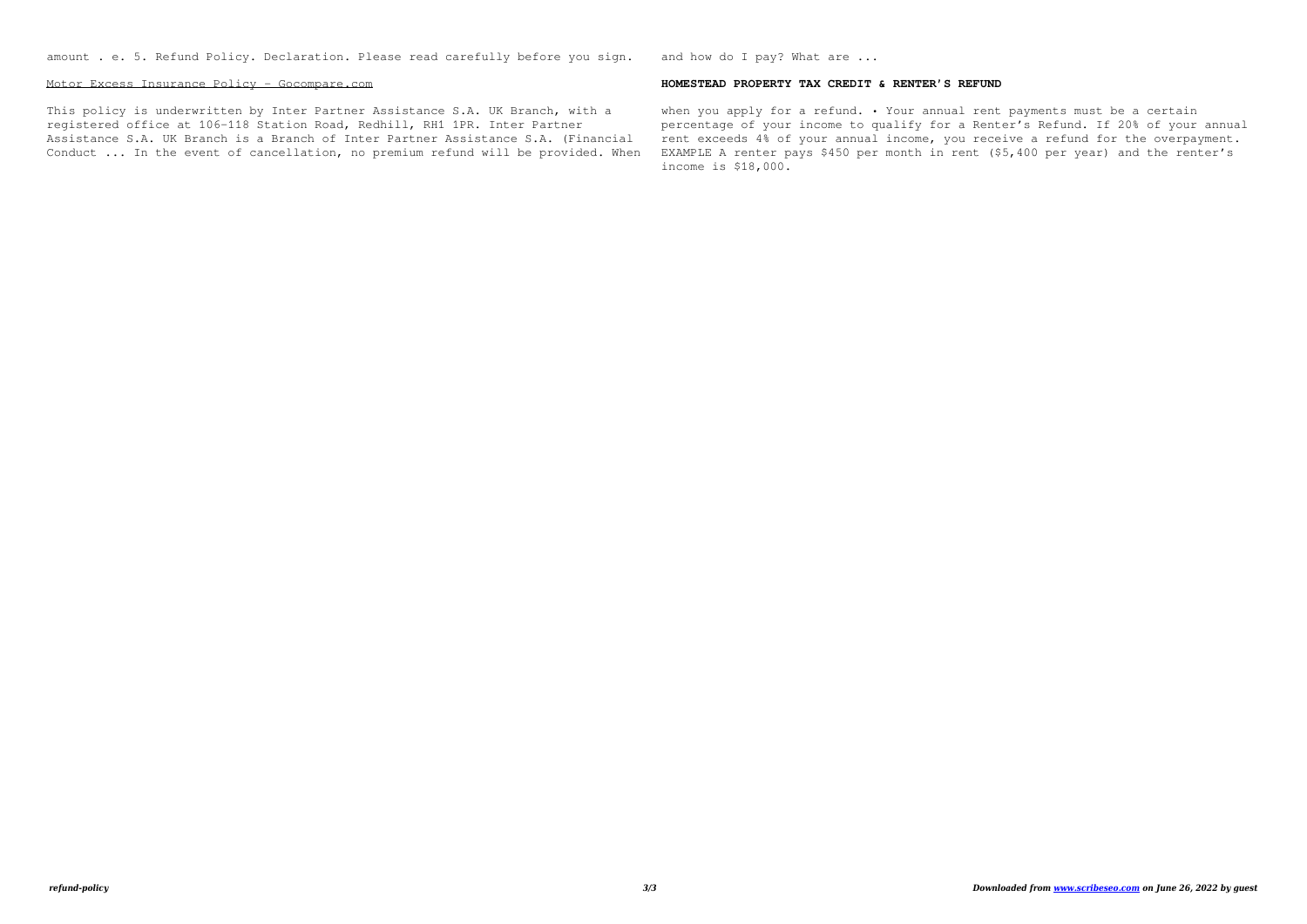amount . e. 5. Refund Policy. Declaration. Please read carefully before you sign.

Motor Excess Insurance Policy - Gocompare.com

This policy is underwritten by Inter Partner Assistance S.A. UK Branch, with a registered office at 106-118 Station Road, Redhill, RH1 1PR. Inter Partner Assistance S.A. UK Branch is a Branch of Inter Partner Assistance S.A. (Financial Conduct ... In the event of cancellation, no premium refund will be provided. When and how do I pay? What are ...

**HOMESTEAD PROPERTY TAX CREDIT & RENTER'S REFUND**

when you apply for a refund. • Your annual rent payments must be a certain percentage of your income to qualify for a Renter's Refund. If 20% of your annual rent exceeds 4% of your annual income, you receive a refund for the overpayment. EXAMPLE A renter pays $450 per month in rent ($5,400 per year) and the renter's income is $18,000.